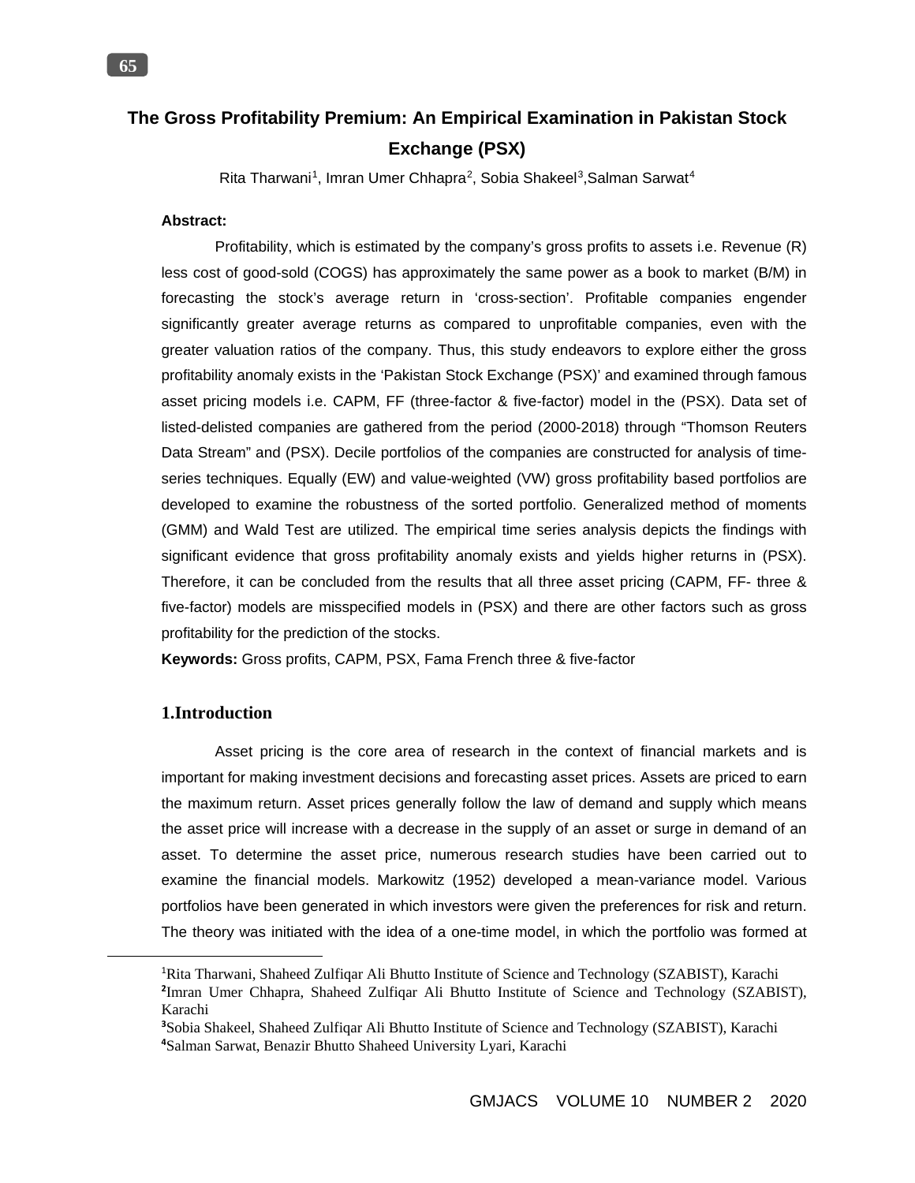# The Gross Profitability Premium: An Empirical Examination in Pakistan Stock Exchange (PSX)

Rita Tharwani[1], Imran Umer Chhapra[2], Sobia Shakeel[3], Salman Sarwat[4]

**Abstract:**

Profitability, which is estimated by the company's gross profits to assets i.e. Revenue (R) less cost of good-sold (COGS) has approximately the same power as a book to market (B/M) in forecasting the stock's average return in 'cross-section'. Profitable companies engender significantly greater average returns as compared to unprofitable companies, even with the greater valuation ratios of the company. Thus, this study endeavors to explore either the gross profitability anomaly exists in the 'Pakistan Stock Exchange (PSX)' and examined through famous asset pricing models i.e. CAPM, FF (three-factor & five-factor) model in the (PSX). Data set of listed-delisted companies are gathered from the period (2000-2018) through "Thomson Reuters Data Stream" and (PSX). Decile portfolios of the companies are constructed for analysis of time-series techniques. Equally (EW) and value-weighted (VW) gross profitability based portfolios are developed to examine the robustness of the sorted portfolio. Generalized method of moments (GMM) and Wald Test are utilized. The empirical time series analysis depicts the findings with significant evidence that gross profitability anomaly exists and yields higher returns in (PSX). Therefore, it can be concluded from the results that all three asset pricing (CAPM, FF- three & five-factor) models are misspecified models in (PSX) and there are other factors such as gross profitability for the prediction of the stocks.

**Keywords:** Gross profits, CAPM, PSX, Fama French three & five-factor

## 1.Introduction

Asset pricing is the core area of research in the context of financial markets and is important for making investment decisions and forecasting asset prices. Assets are priced to earn the maximum return. Asset prices generally follow the law of demand and supply which means the asset price will increase with a decrease in the supply of an asset or surge in demand of an asset. To determine the asset price, numerous research studies have been carried out to examine the financial models. Markowitz (1952) developed a mean-variance model. Various portfolios have been generated in which investors were given the preferences for risk and return. The theory was initiated with the idea of a one-time model, in which the portfolio was formed at

---

[1]Rita Tharwani, Shaheed Zulfiqar Ali Bhutto Institute of Science and Technology (SZABIST), Karachi
[2]Imran Umer Chhapra, Shaheed Zulfiqar Ali Bhutto Institute of Science and Technology (SZABIST), Karachi
[3]Sobia Shakeel, Shaheed Zulfiqar Ali Bhutto Institute of Science and Technology (SZABIST), Karachi
[4]Salman Sarwat, Benazir Bhutto Shaheed University Lyari, Karachi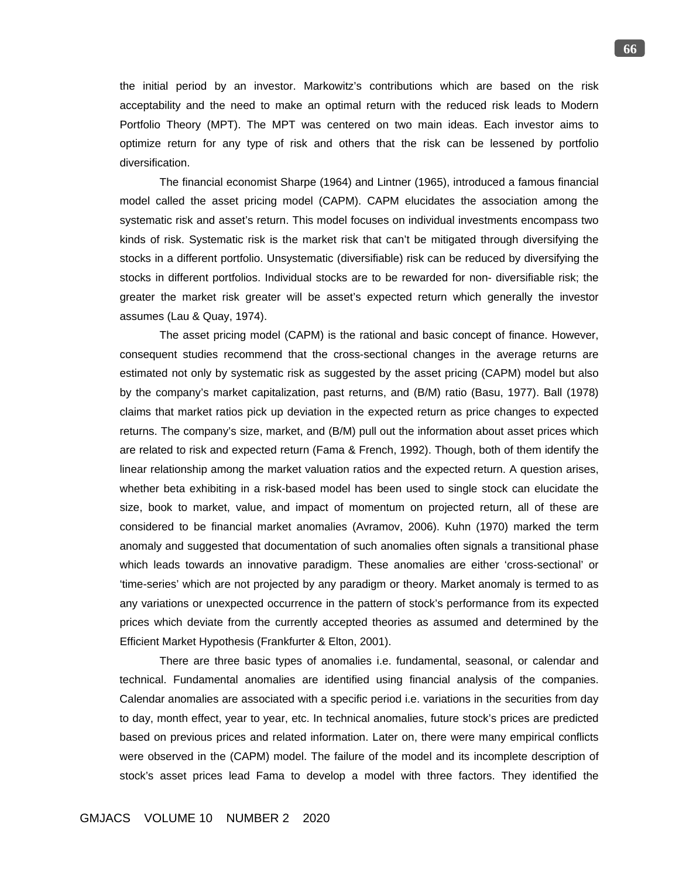the initial period by an investor. Markowitz's contributions which are based on the risk acceptability and the need to make an optimal return with the reduced risk leads to Modern Portfolio Theory (MPT). The MPT was centered on two main ideas. Each investor aims to optimize return for any type of risk and others that the risk can be lessened by portfolio diversification.

The financial economist Sharpe (1964) and Lintner (1965), introduced a famous financial model called the asset pricing model (CAPM). CAPM elucidates the association among the systematic risk and asset's return. This model focuses on individual investments encompass two kinds of risk. Systematic risk is the market risk that can't be mitigated through diversifying the stocks in a different portfolio. Unsystematic (diversifiable) risk can be reduced by diversifying the stocks in different portfolios. Individual stocks are to be rewarded for non- diversifiable risk; the greater the market risk greater will be asset's expected return which generally the investor assumes (Lau & Quay, 1974).

The asset pricing model (CAPM) is the rational and basic concept of finance. However, consequent studies recommend that the cross-sectional changes in the average returns are estimated not only by systematic risk as suggested by the asset pricing (CAPM) model but also by the company's market capitalization, past returns, and (B/M) ratio (Basu, 1977). Ball (1978) claims that market ratios pick up deviation in the expected return as price changes to expected returns. The company's size, market, and (B/M) pull out the information about asset prices which are related to risk and expected return (Fama & French, 1992). Though, both of them identify the linear relationship among the market valuation ratios and the expected return. A question arises, whether beta exhibiting in a risk-based model has been used to single stock can elucidate the size, book to market, value, and impact of momentum on projected return, all of these are considered to be financial market anomalies (Avramov, 2006). Kuhn (1970) marked the term anomaly and suggested that documentation of such anomalies often signals a transitional phase which leads towards an innovative paradigm. These anomalies are either 'cross-sectional' or 'time-series' which are not projected by any paradigm or theory. Market anomaly is termed to as any variations or unexpected occurrence in the pattern of stock's performance from its expected prices which deviate from the currently accepted theories as assumed and determined by the Efficient Market Hypothesis (Frankfurter & Elton, 2001).

There are three basic types of anomalies i.e. fundamental, seasonal, or calendar and technical. Fundamental anomalies are identified using financial analysis of the companies. Calendar anomalies are associated with a specific period i.e. variations in the securities from day to day, month effect, year to year, etc. In technical anomalies, future stock's prices are predicted based on previous prices and related information. Later on, there were many empirical conflicts were observed in the (CAPM) model. The failure of the model and its incomplete description of stock's asset prices lead Fama to develop a model with three factors. They identified the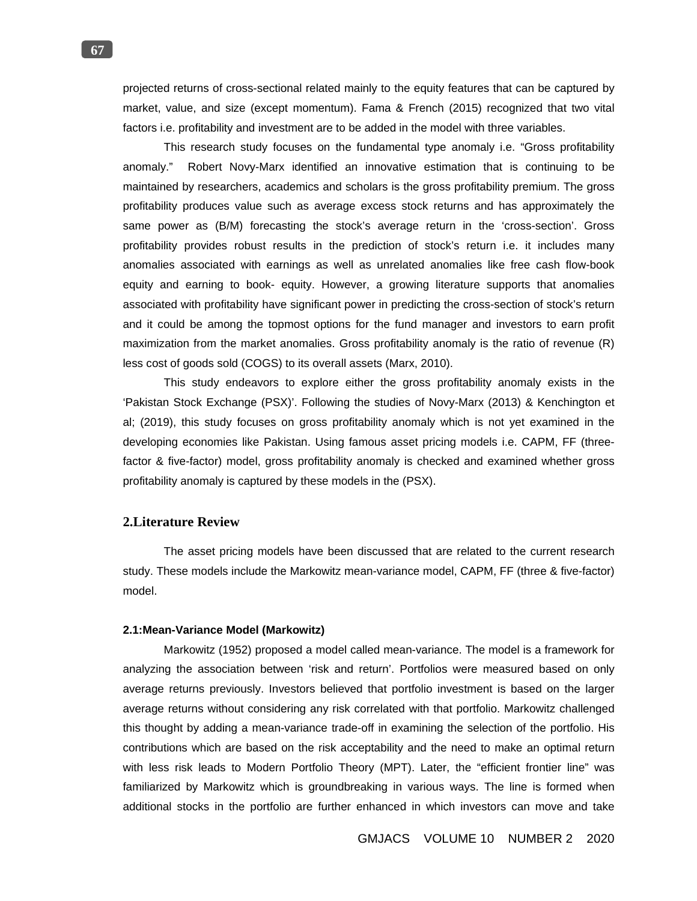projected returns of cross-sectional related mainly to the equity features that can be captured by market, value, and size (except momentum). Fama & French (2015) recognized that two vital factors i.e. profitability and investment are to be added in the model with three variables.

This research study focuses on the fundamental type anomaly i.e. "Gross profitability anomaly." Robert Novy-Marx identified an innovative estimation that is continuing to be maintained by researchers, academics and scholars is the gross profitability premium. The gross profitability produces value such as average excess stock returns and has approximately the same power as (B/M) forecasting the stock's average return in the 'cross-section'. Gross profitability provides robust results in the prediction of stock's return i.e. it includes many anomalies associated with earnings as well as unrelated anomalies like free cash flow-book equity and earning to book- equity. However, a growing literature supports that anomalies associated with profitability have significant power in predicting the cross-section of stock's return and it could be among the topmost options for the fund manager and investors to earn profit maximization from the market anomalies. Gross profitability anomaly is the ratio of revenue (R) less cost of goods sold (COGS) to its overall assets (Marx, 2010).

This study endeavors to explore either the gross profitability anomaly exists in the 'Pakistan Stock Exchange (PSX)'. Following the studies of Novy-Marx (2013) & Kenchington et al; (2019), this study focuses on gross profitability anomaly which is not yet examined in the developing economies like Pakistan. Using famous asset pricing models i.e. CAPM, FF (three-factor & five-factor) model, gross profitability anomaly is checked and examined whether gross profitability anomaly is captured by these models in the (PSX).

## 2.Literature Review

The asset pricing models have been discussed that are related to the current research study. These models include the Markowitz mean-variance model, CAPM, FF (three & five-factor) model.

### 2.1:Mean-Variance Model (Markowitz)

Markowitz (1952) proposed a model called mean-variance. The model is a framework for analyzing the association between 'risk and return'. Portfolios were measured based on only average returns previously. Investors believed that portfolio investment is based on the larger average returns without considering any risk correlated with that portfolio. Markowitz challenged this thought by adding a mean-variance trade-off in examining the selection of the portfolio. His contributions which are based on the risk acceptability and the need to make an optimal return with less risk leads to Modern Portfolio Theory (MPT). Later, the "efficient frontier line" was familiarized by Markowitz which is groundbreaking in various ways. The line is formed when additional stocks in the portfolio are further enhanced in which investors can move and take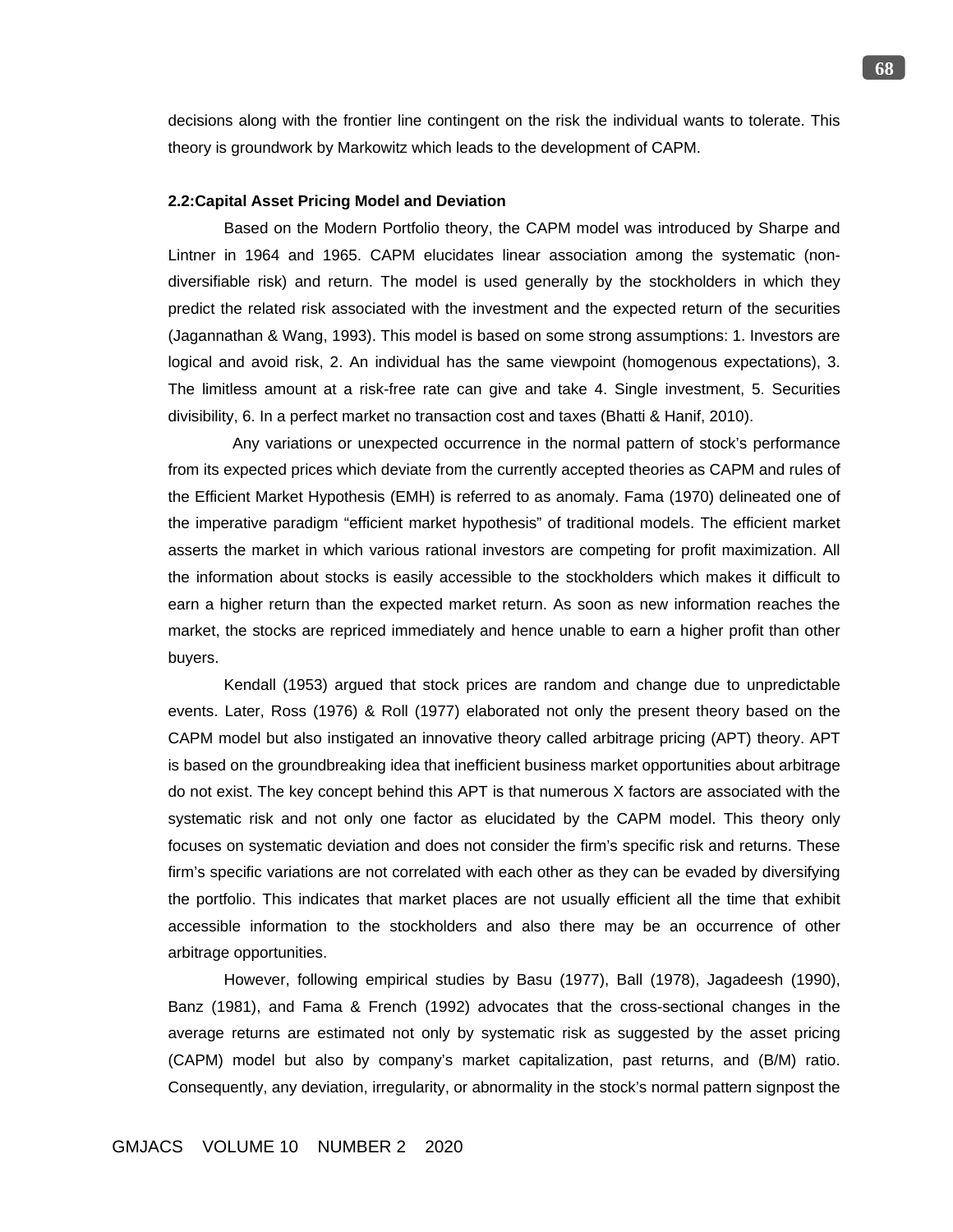decisions along with the frontier line contingent on the risk the individual wants to tolerate. This theory is groundwork by Markowitz which leads to the development of CAPM.

### 2.2:Capital Asset Pricing Model and Deviation

Based on the Modern Portfolio theory, the CAPM model was introduced by Sharpe and Lintner in 1964 and 1965. CAPM elucidates linear association among the systematic (non-diversifiable risk) and return. The model is used generally by the stockholders in which they predict the related risk associated with the investment and the expected return of the securities (Jagannathan & Wang, 1993). This model is based on some strong assumptions: 1. Investors are logical and avoid risk, 2. An individual has the same viewpoint (homogenous expectations), 3. The limitless amount at a risk-free rate can give and take 4. Single investment, 5. Securities divisibility, 6. In a perfect market no transaction cost and taxes (Bhatti & Hanif, 2010).

Any variations or unexpected occurrence in the normal pattern of stock's performance from its expected prices which deviate from the currently accepted theories as CAPM and rules of the Efficient Market Hypothesis (EMH) is referred to as anomaly. Fama (1970) delineated one of the imperative paradigm "efficient market hypothesis" of traditional models. The efficient market asserts the market in which various rational investors are competing for profit maximization. All the information about stocks is easily accessible to the stockholders which makes it difficult to earn a higher return than the expected market return. As soon as new information reaches the market, the stocks are repriced immediately and hence unable to earn a higher profit than other buyers.

Kendall (1953) argued that stock prices are random and change due to unpredictable events. Later, Ross (1976) & Roll (1977) elaborated not only the present theory based on the CAPM model but also instigated an innovative theory called arbitrage pricing (APT) theory. APT is based on the groundbreaking idea that inefficient business market opportunities about arbitrage do not exist. The key concept behind this APT is that numerous X factors are associated with the systematic risk and not only one factor as elucidated by the CAPM model. This theory only focuses on systematic deviation and does not consider the firm's specific risk and returns. These firm's specific variations are not correlated with each other as they can be evaded by diversifying the portfolio. This indicates that market places are not usually efficient all the time that exhibit accessible information to the stockholders and also there may be an occurrence of other arbitrage opportunities.

However, following empirical studies by Basu (1977), Ball (1978), Jagadeesh (1990), Banz (1981), and Fama & French (1992) advocates that the cross-sectional changes in the average returns are estimated not only by systematic risk as suggested by the asset pricing (CAPM) model but also by company's market capitalization, past returns, and (B/M) ratio. Consequently, any deviation, irregularity, or abnormality in the stock's normal pattern signpost the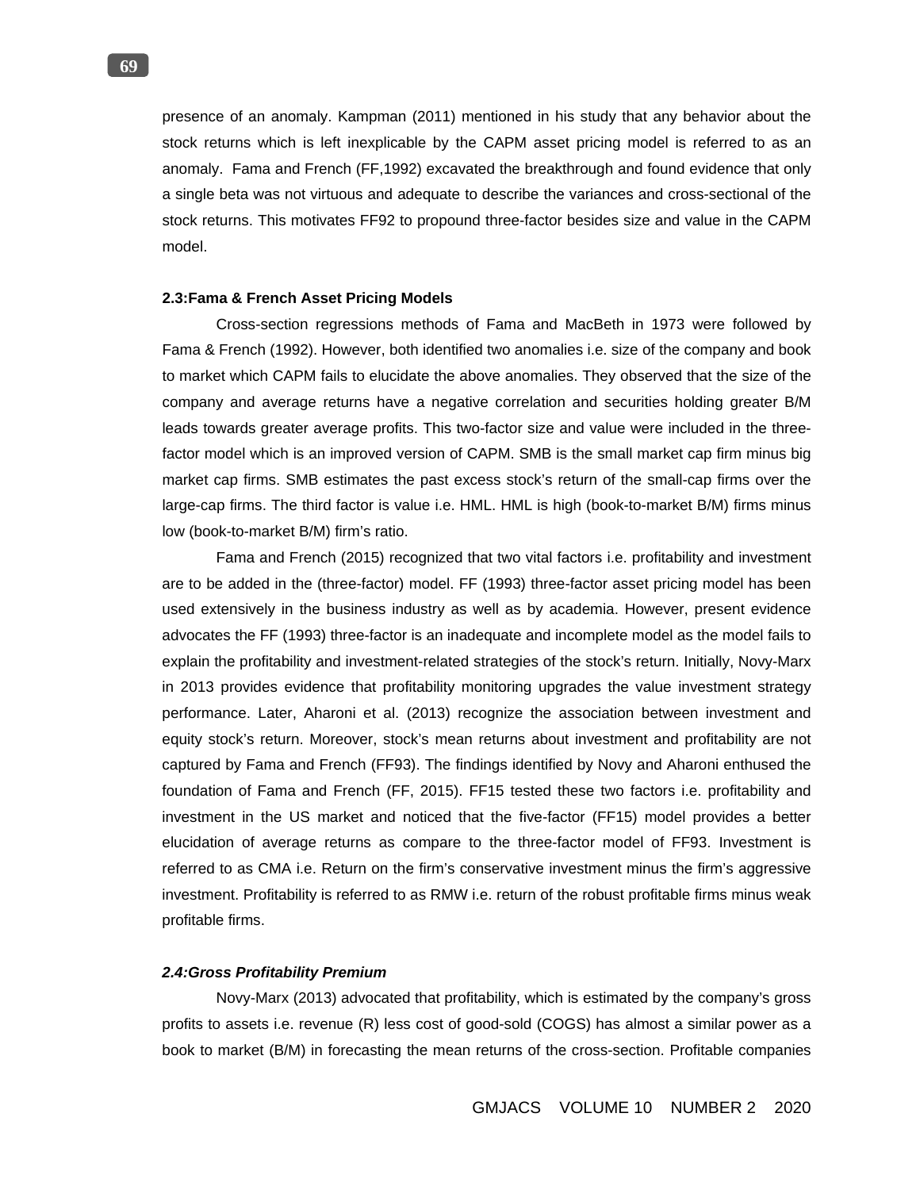presence of an anomaly. Kampman (2011) mentioned in his study that any behavior about the stock returns which is left inexplicable by the CAPM asset pricing model is referred to as an anomaly. Fama and French (FF,1992) excavated the breakthrough and found evidence that only a single beta was not virtuous and adequate to describe the variances and cross-sectional of the stock returns. This motivates FF92 to propound three-factor besides size and value in the CAPM model.

## 2.3:Fama & French Asset Pricing Models

Cross-section regressions methods of Fama and MacBeth in 1973 were followed by Fama & French (1992). However, both identified two anomalies i.e. size of the company and book to market which CAPM fails to elucidate the above anomalies. They observed that the size of the company and average returns have a negative correlation and securities holding greater B/M leads towards greater average profits. This two-factor size and value were included in the three-factor model which is an improved version of CAPM. SMB is the small market cap firm minus big market cap firms. SMB estimates the past excess stock's return of the small-cap firms over the large-cap firms. The third factor is value i.e. HML. HML is high (book-to-market B/M) firms minus low (book-to-market B/M) firm's ratio.

Fama and French (2015) recognized that two vital factors i.e. profitability and investment are to be added in the (three-factor) model. FF (1993) three-factor asset pricing model has been used extensively in the business industry as well as by academia. However, present evidence advocates the FF (1993) three-factor is an inadequate and incomplete model as the model fails to explain the profitability and investment-related strategies of the stock's return. Initially, Novy-Marx in 2013 provides evidence that profitability monitoring upgrades the value investment strategy performance. Later, Aharoni et al. (2013) recognize the association between investment and equity stock's return. Moreover, stock's mean returns about investment and profitability are not captured by Fama and French (FF93). The findings identified by Novy and Aharoni enthused the foundation of Fama and French (FF, 2015). FF15 tested these two factors i.e. profitability and investment in the US market and noticed that the five-factor (FF15) model provides a better elucidation of average returns as compare to the three-factor model of FF93. Investment is referred to as CMA i.e. Return on the firm's conservative investment minus the firm's aggressive investment. Profitability is referred to as RMW i.e. return of the robust profitable firms minus weak profitable firms.

## *2.4:Gross Profitability Premium*

Novy-Marx (2013) advocated that profitability, which is estimated by the company's gross profits to assets i.e. revenue (R) less cost of good-sold (COGS) has almost a similar power as a book to market (B/M) in forecasting the mean returns of the cross-section. Profitable companies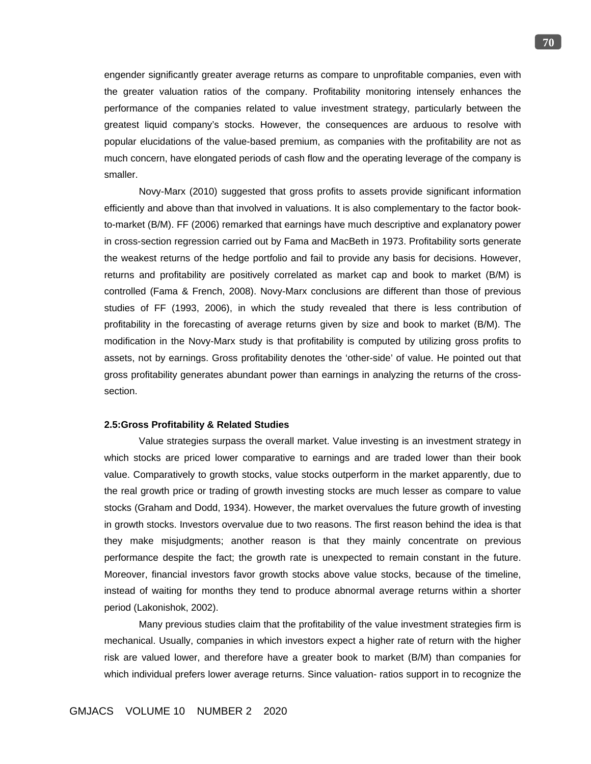engender significantly greater average returns as compare to unprofitable companies, even with the greater valuation ratios of the company. Profitability monitoring intensely enhances the performance of the companies related to value investment strategy, particularly between the greatest liquid company's stocks. However, the consequences are arduous to resolve with popular elucidations of the value-based premium, as companies with the profitability are not as much concern, have elongated periods of cash flow and the operating leverage of the company is smaller.

Novy-Marx (2010) suggested that gross profits to assets provide significant information efficiently and above than that involved in valuations. It is also complementary to the factor book-to-market (B/M). FF (2006) remarked that earnings have much descriptive and explanatory power in cross-section regression carried out by Fama and MacBeth in 1973. Profitability sorts generate the weakest returns of the hedge portfolio and fail to provide any basis for decisions. However, returns and profitability are positively correlated as market cap and book to market (B/M) is controlled (Fama & French, 2008). Novy-Marx conclusions are different than those of previous studies of FF (1993, 2006), in which the study revealed that there is less contribution of profitability in the forecasting of average returns given by size and book to market (B/M). The modification in the Novy-Marx study is that profitability is computed by utilizing gross profits to assets, not by earnings. Gross profitability denotes the 'other-side' of value. He pointed out that gross profitability generates abundant power than earnings in analyzing the returns of the cross-section.

### 2.5:Gross Profitability & Related Studies

Value strategies surpass the overall market. Value investing is an investment strategy in which stocks are priced lower comparative to earnings and are traded lower than their book value. Comparatively to growth stocks, value stocks outperform in the market apparently, due to the real growth price or trading of growth investing stocks are much lesser as compare to value stocks (Graham and Dodd, 1934). However, the market overvalues the future growth of investing in growth stocks. Investors overvalue due to two reasons. The first reason behind the idea is that they make misjudgments; another reason is that they mainly concentrate on previous performance despite the fact; the growth rate is unexpected to remain constant in the future. Moreover, financial investors favor growth stocks above value stocks, because of the timeline, instead of waiting for months they tend to produce abnormal average returns within a shorter period (Lakonishok, 2002).

Many previous studies claim that the profitability of the value investment strategies firm is mechanical. Usually, companies in which investors expect a higher rate of return with the higher risk are valued lower, and therefore have a greater book to market (B/M) than companies for which individual prefers lower average returns. Since valuation- ratios support in to recognize the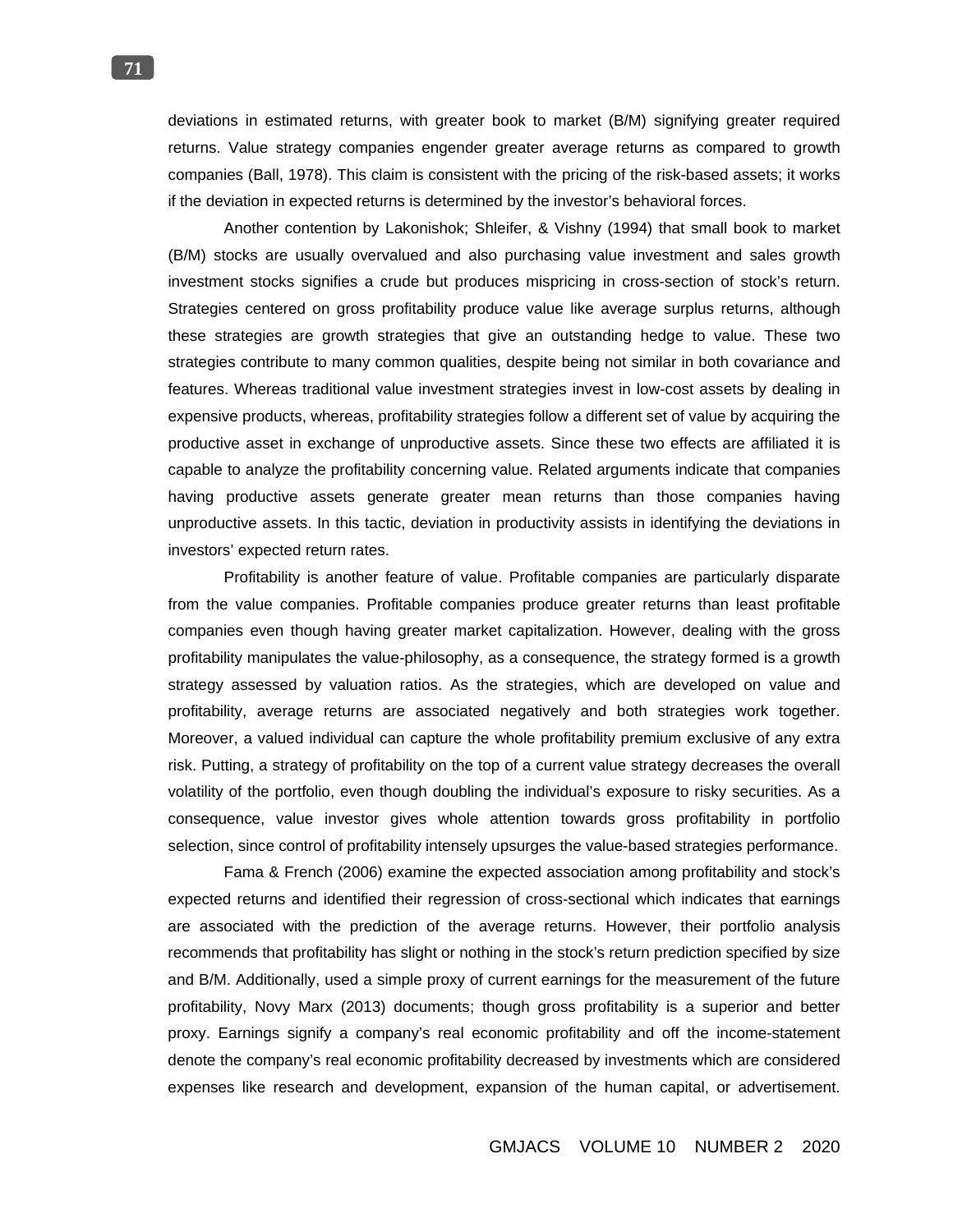deviations in estimated returns, with greater book to market (B/M) signifying greater required returns. Value strategy companies engender greater average returns as compared to growth companies (Ball, 1978). This claim is consistent with the pricing of the risk-based assets; it works if the deviation in expected returns is determined by the investor's behavioral forces.

Another contention by Lakonishok; Shleifer, & Vishny (1994) that small book to market (B/M) stocks are usually overvalued and also purchasing value investment and sales growth investment stocks signifies a crude but produces mispricing in cross-section of stock's return. Strategies centered on gross profitability produce value like average surplus returns, although these strategies are growth strategies that give an outstanding hedge to value. These two strategies contribute to many common qualities, despite being not similar in both covariance and features. Whereas traditional value investment strategies invest in low-cost assets by dealing in expensive products, whereas, profitability strategies follow a different set of value by acquiring the productive asset in exchange of unproductive assets. Since these two effects are affiliated it is capable to analyze the profitability concerning value. Related arguments indicate that companies having productive assets generate greater mean returns than those companies having unproductive assets. In this tactic, deviation in productivity assists in identifying the deviations in investors' expected return rates.

Profitability is another feature of value. Profitable companies are particularly disparate from the value companies. Profitable companies produce greater returns than least profitable companies even though having greater market capitalization. However, dealing with the gross profitability manipulates the value-philosophy, as a consequence, the strategy formed is a growth strategy assessed by valuation ratios. As the strategies, which are developed on value and profitability, average returns are associated negatively and both strategies work together. Moreover, a valued individual can capture the whole profitability premium exclusive of any extra risk. Putting, a strategy of profitability on the top of a current value strategy decreases the overall volatility of the portfolio, even though doubling the individual's exposure to risky securities. As a consequence, value investor gives whole attention towards gross profitability in portfolio selection, since control of profitability intensely upsurges the value-based strategies performance.

Fama & French (2006) examine the expected association among profitability and stock's expected returns and identified their regression of cross-sectional which indicates that earnings are associated with the prediction of the average returns. However, their portfolio analysis recommends that profitability has slight or nothing in the stock's return prediction specified by size and B/M. Additionally, used a simple proxy of current earnings for the measurement of the future profitability, Novy Marx (2013) documents; though gross profitability is a superior and better proxy. Earnings signify a company's real economic profitability and off the income-statement denote the company's real economic profitability decreased by investments which are considered expenses like research and development, expansion of the human capital, or advertisement.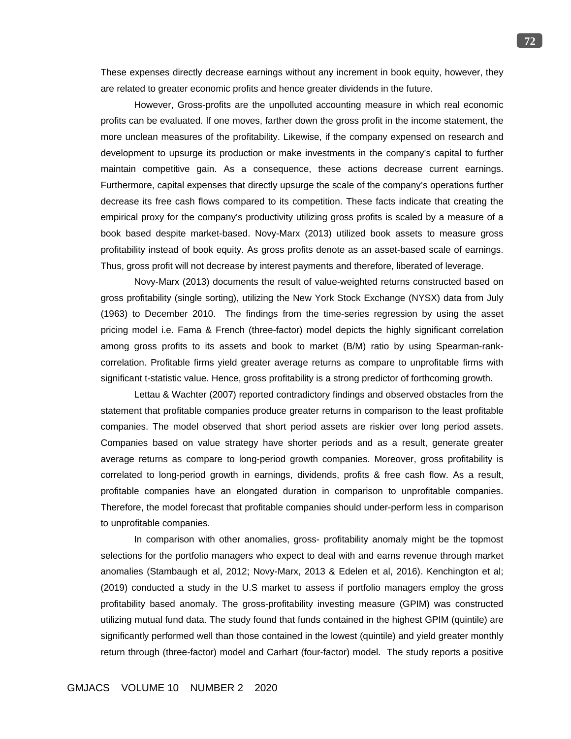These expenses directly decrease earnings without any increment in book equity, however, they are related to greater economic profits and hence greater dividends in the future.

However, Gross-profits are the unpolluted accounting measure in which real economic profits can be evaluated. If one moves, farther down the gross profit in the income statement, the more unclean measures of the profitability. Likewise, if the company expensed on research and development to upsurge its production or make investments in the company's capital to further maintain competitive gain. As a consequence, these actions decrease current earnings. Furthermore, capital expenses that directly upsurge the scale of the company's operations further decrease its free cash flows compared to its competition. These facts indicate that creating the empirical proxy for the company's productivity utilizing gross profits is scaled by a measure of a book based despite market-based. Novy-Marx (2013) utilized book assets to measure gross profitability instead of book equity. As gross profits denote as an asset-based scale of earnings. Thus, gross profit will not decrease by interest payments and therefore, liberated of leverage.

Novy-Marx (2013) documents the result of value-weighted returns constructed based on gross profitability (single sorting), utilizing the New York Stock Exchange (NYSX) data from July (1963) to December 2010. The findings from the time-series regression by using the asset pricing model i.e. Fama & French (three-factor) model depicts the highly significant correlation among gross profits to its assets and book to market (B/M) ratio by using Spearman-rank-correlation. Profitable firms yield greater average returns as compare to unprofitable firms with significant t-statistic value. Hence, gross profitability is a strong predictor of forthcoming growth.

Lettau & Wachter (2007) reported contradictory findings and observed obstacles from the statement that profitable companies produce greater returns in comparison to the least profitable companies. The model observed that short period assets are riskier over long period assets. Companies based on value strategy have shorter periods and as a result, generate greater average returns as compare to long-period growth companies. Moreover, gross profitability is correlated to long-period growth in earnings, dividends, profits & free cash flow. As a result, profitable companies have an elongated duration in comparison to unprofitable companies. Therefore, the model forecast that profitable companies should under-perform less in comparison to unprofitable companies.

In comparison with other anomalies, gross- profitability anomaly might be the topmost selections for the portfolio managers who expect to deal with and earns revenue through market anomalies (Stambaugh et al, 2012; Novy-Marx, 2013 & Edelen et al, 2016). Kenchington et al; (2019) conducted a study in the U.S market to assess if portfolio managers employ the gross profitability based anomaly. The gross-profitability investing measure (GPIM) was constructed utilizing mutual fund data. The study found that funds contained in the highest GPIM (quintile) are significantly performed well than those contained in the lowest (quintile) and yield greater monthly return through (three-factor) model and Carhart (four-factor) model. The study reports a positive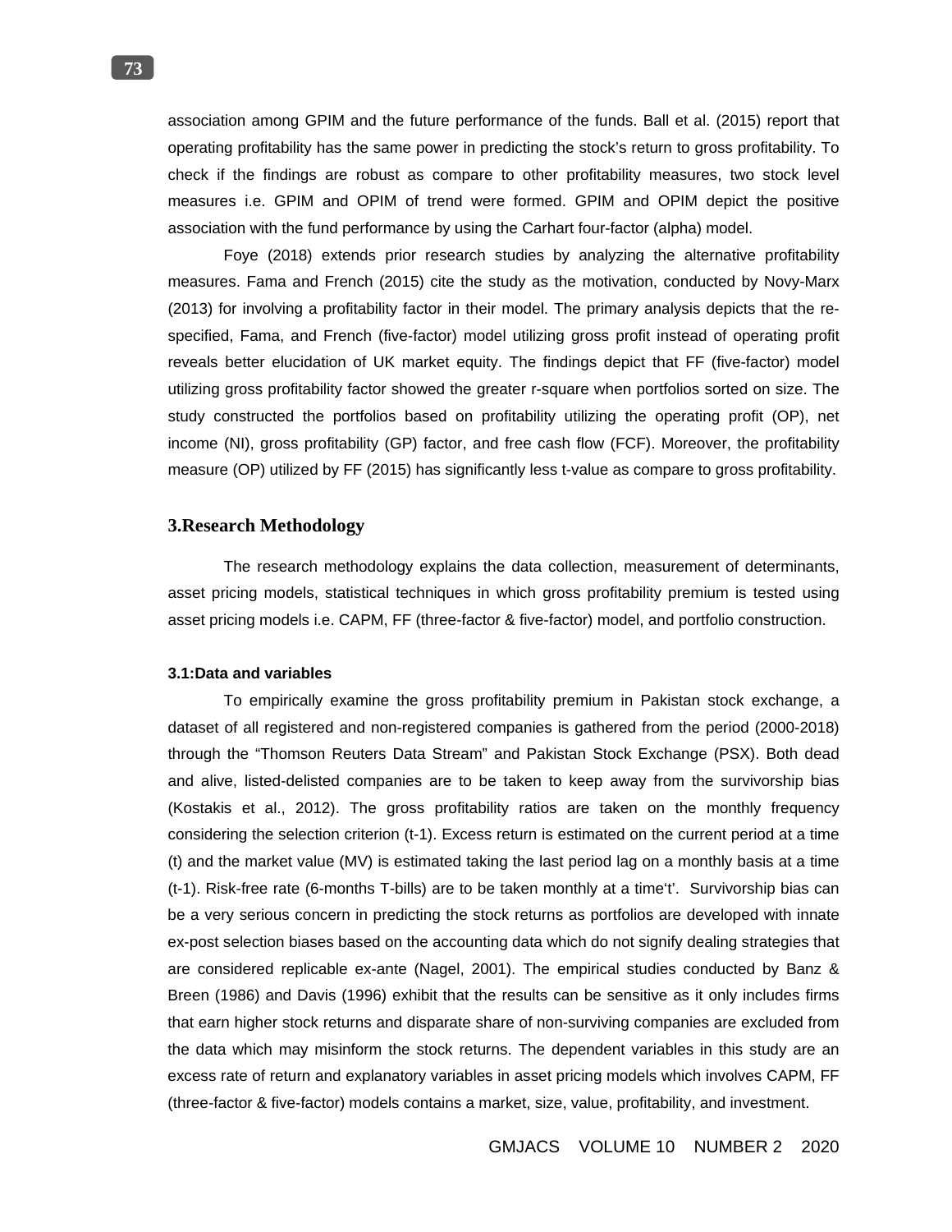association among GPIM and the future performance of the funds. Ball et al. (2015) report that operating profitability has the same power in predicting the stock's return to gross profitability. To check if the findings are robust as compare to other profitability measures, two stock level measures i.e. GPIM and OPIM of trend were formed. GPIM and OPIM depict the positive association with the fund performance by using the Carhart four-factor (alpha) model.

Foye (2018) extends prior research studies by analyzing the alternative profitability measures. Fama and French (2015) cite the study as the motivation, conducted by Novy-Marx (2013) for involving a profitability factor in their model. The primary analysis depicts that the re-specified, Fama, and French (five-factor) model utilizing gross profit instead of operating profit reveals better elucidation of UK market equity. The findings depict that FF (five-factor) model utilizing gross profitability factor showed the greater r-square when portfolios sorted on size. The study constructed the portfolios based on profitability utilizing the operating profit (OP), net income (NI), gross profitability (GP) factor, and free cash flow (FCF). Moreover, the profitability measure (OP) utilized by FF (2015) has significantly less t-value as compare to gross profitability.

## 3.Research Methodology

The research methodology explains the data collection, measurement of determinants, asset pricing models, statistical techniques in which gross profitability premium is tested using asset pricing models i.e. CAPM, FF (three-factor & five-factor) model, and portfolio construction.

### 3.1:Data and variables

To empirically examine the gross profitability premium in Pakistan stock exchange, a dataset of all registered and non-registered companies is gathered from the period (2000-2018) through the "Thomson Reuters Data Stream" and Pakistan Stock Exchange (PSX). Both dead and alive, listed-delisted companies are to be taken to keep away from the survivorship bias (Kostakis et al., 2012). The gross profitability ratios are taken on the monthly frequency considering the selection criterion (t-1). Excess return is estimated on the current period at a time (t) and the market value (MV) is estimated taking the last period lag on a monthly basis at a time (t-1). Risk-free rate (6-months T-bills) are to be taken monthly at a time't'. Survivorship bias can be a very serious concern in predicting the stock returns as portfolios are developed with innate ex-post selection biases based on the accounting data which do not signify dealing strategies that are considered replicable ex-ante (Nagel, 2001). The empirical studies conducted by Banz & Breen (1986) and Davis (1996) exhibit that the results can be sensitive as it only includes firms that earn higher stock returns and disparate share of non-surviving companies are excluded from the data which may misinform the stock returns. The dependent variables in this study are an excess rate of return and explanatory variables in asset pricing models which involves CAPM, FF (three-factor & five-factor) models contains a market, size, value, profitability, and investment.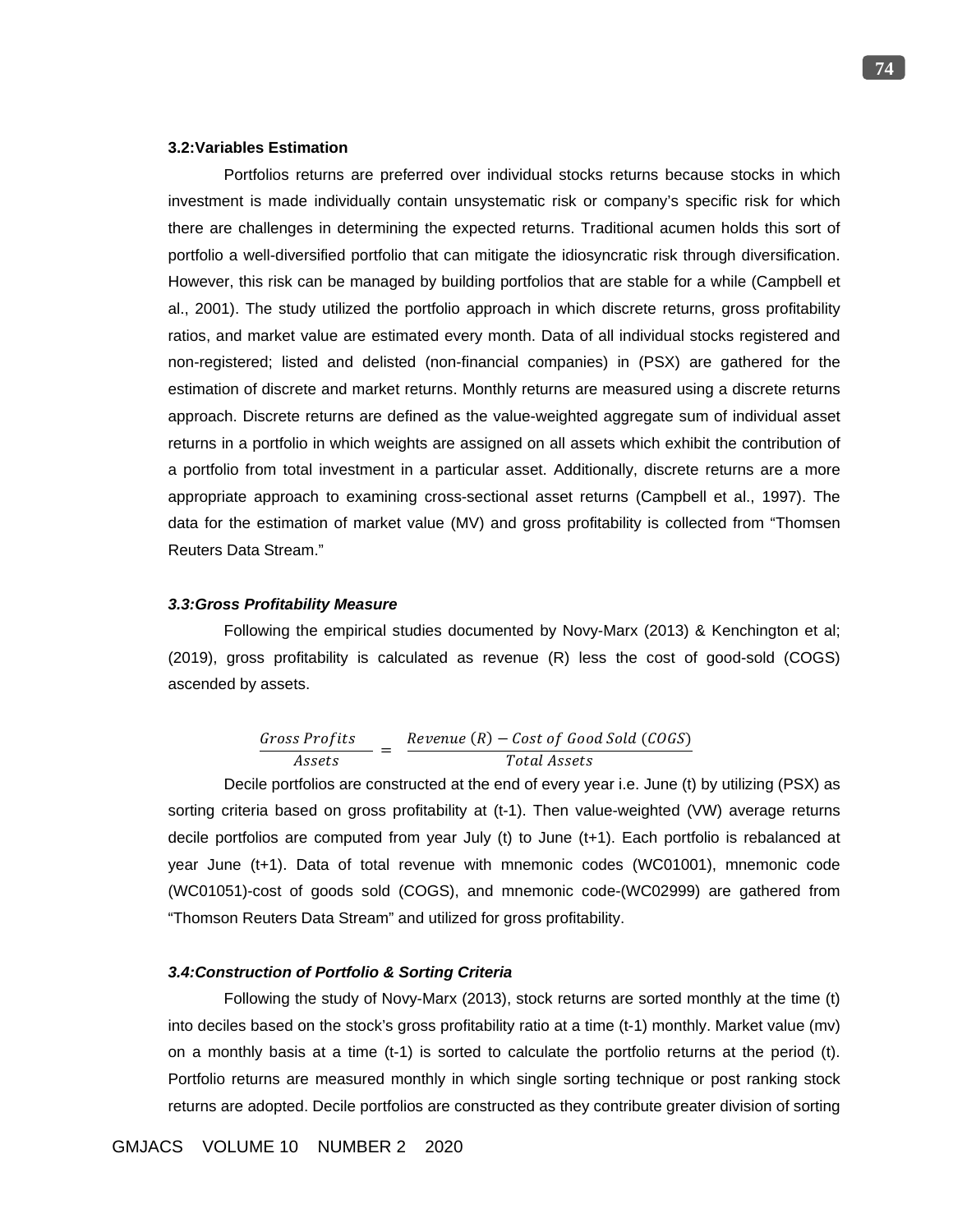### 3.2:Variables Estimation

Portfolios returns are preferred over individual stocks returns because stocks in which investment is made individually contain unsystematic risk or company's specific risk for which there are challenges in determining the expected returns. Traditional acumen holds this sort of portfolio a well-diversified portfolio that can mitigate the idiosyncratic risk through diversification. However, this risk can be managed by building portfolios that are stable for a while (Campbell et al., 2001). The study utilized the portfolio approach in which discrete returns, gross profitability ratios, and market value are estimated every month. Data of all individual stocks registered and non-registered; listed and delisted (non-financial companies) in (PSX) are gathered for the estimation of discrete and market returns. Monthly returns are measured using a discrete returns approach. Discrete returns are defined as the value-weighted aggregate sum of individual asset returns in a portfolio in which weights are assigned on all assets which exhibit the contribution of a portfolio from total investment in a particular asset. Additionally, discrete returns are a more appropriate approach to examining cross-sectional asset returns (Campbell et al., 1997). The data for the estimation of market value (MV) and gross profitability is collected from "Thomsen Reuters Data Stream."

### *3.3:Gross Profitability Measure*

Following the empirical studies documented by Novy-Marx (2013) & Kenchington et al; (2019), gross profitability is calculated as revenue (R) less the cost of good-sold (COGS) ascended by assets.

$$\frac{Gross\ Profits}{Assets} = \frac{Revenue\ (R) - Cost\ of\ Good\ Sold\ (COGS)}{Total\ Assets}$$

Decile portfolios are constructed at the end of every year i.e. June (t) by utilizing (PSX) as sorting criteria based on gross profitability at (t-1). Then value-weighted (VW) average returns decile portfolios are computed from year July (t) to June (t+1). Each portfolio is rebalanced at year June (t+1). Data of total revenue with mnemonic codes (WC01001), mnemonic code (WC01051)-cost of goods sold (COGS), and mnemonic code-(WC02999) are gathered from "Thomson Reuters Data Stream" and utilized for gross profitability.

### *3.4:Construction of Portfolio & Sorting Criteria*

Following the study of Novy-Marx (2013), stock returns are sorted monthly at the time (t) into deciles based on the stock's gross profitability ratio at a time (t-1) monthly. Market value (mv) on a monthly basis at a time (t-1) is sorted to calculate the portfolio returns at the period (t). Portfolio returns are measured monthly in which single sorting technique or post ranking stock returns are adopted. Decile portfolios are constructed as they contribute greater division of sorting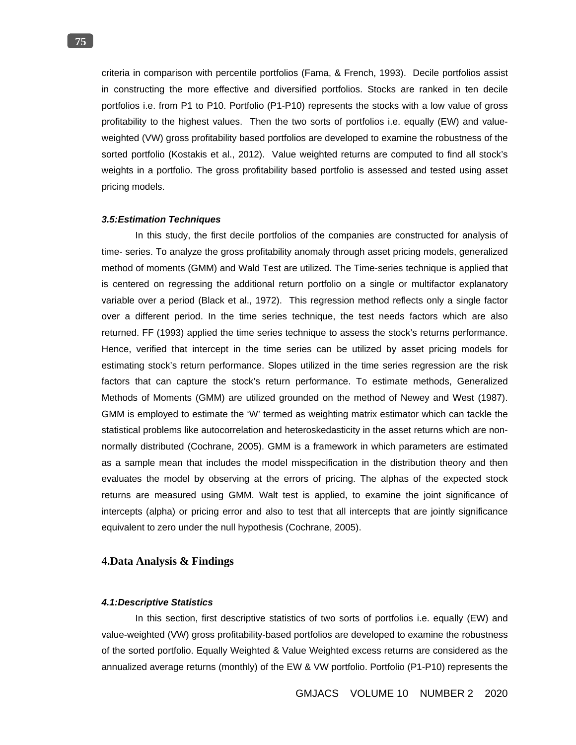criteria in comparison with percentile portfolios (Fama, & French, 1993). Decile portfolios assist in constructing the more effective and diversified portfolios. Stocks are ranked in ten decile portfolios i.e. from P1 to P10. Portfolio (P1-P10) represents the stocks with a low value of gross profitability to the highest values. Then the two sorts of portfolios i.e. equally (EW) and value-weighted (VW) gross profitability based portfolios are developed to examine the robustness of the sorted portfolio (Kostakis et al., 2012). Value weighted returns are computed to find all stock's weights in a portfolio. The gross profitability based portfolio is assessed and tested using asset pricing models.

#### *3.5:Estimation Techniques*

In this study, the first decile portfolios of the companies are constructed for analysis of time- series. To analyze the gross profitability anomaly through asset pricing models, generalized method of moments (GMM) and Wald Test are utilized. The Time-series technique is applied that is centered on regressing the additional return portfolio on a single or multifactor explanatory variable over a period (Black et al., 1972). This regression method reflects only a single factor over a different period. In the time series technique, the test needs factors which are also returned. FF (1993) applied the time series technique to assess the stock's returns performance. Hence, verified that intercept in the time series can be utilized by asset pricing models for estimating stock's return performance. Slopes utilized in the time series regression are the risk factors that can capture the stock's return performance. To estimate methods, Generalized Methods of Moments (GMM) are utilized grounded on the method of Newey and West (1987). GMM is employed to estimate the 'W' termed as weighting matrix estimator which can tackle the statistical problems like autocorrelation and heteroskedasticity in the asset returns which are non-normally distributed (Cochrane, 2005). GMM is a framework in which parameters are estimated as a sample mean that includes the model misspecification in the distribution theory and then evaluates the model by observing at the errors of pricing. The alphas of the expected stock returns are measured using GMM. Walt test is applied, to examine the joint significance of intercepts (alpha) or pricing error and also to test that all intercepts that are jointly significance equivalent to zero under the null hypothesis (Cochrane, 2005).

## 4.Data Analysis & Findings

#### *4.1:Descriptive Statistics*

In this section, first descriptive statistics of two sorts of portfolios i.e. equally (EW) and value-weighted (VW) gross profitability-based portfolios are developed to examine the robustness of the sorted portfolio. Equally Weighted & Value Weighted excess returns are considered as the annualized average returns (monthly) of the EW & VW portfolio. Portfolio (P1-P10) represents the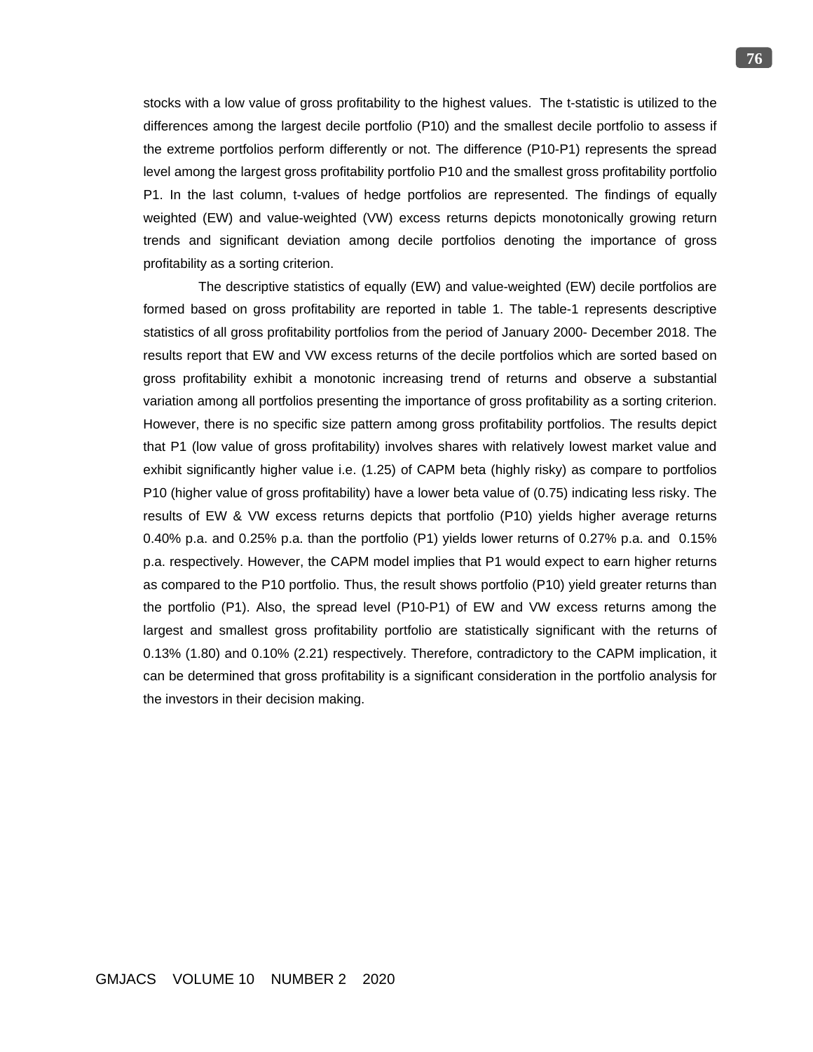stocks with a low value of gross profitability to the highest values. The t-statistic is utilized to the differences among the largest decile portfolio (P10) and the smallest decile portfolio to assess if the extreme portfolios perform differently or not. The difference (P10-P1) represents the spread level among the largest gross profitability portfolio P10 and the smallest gross profitability portfolio P1. In the last column, t-values of hedge portfolios are represented. The findings of equally weighted (EW) and value-weighted (VW) excess returns depicts monotonically growing return trends and significant deviation among decile portfolios denoting the importance of gross profitability as a sorting criterion.

The descriptive statistics of equally (EW) and value-weighted (EW) decile portfolios are formed based on gross profitability are reported in table 1. The table-1 represents descriptive statistics of all gross profitability portfolios from the period of January 2000- December 2018. The results report that EW and VW excess returns of the decile portfolios which are sorted based on gross profitability exhibit a monotonic increasing trend of returns and observe a substantial variation among all portfolios presenting the importance of gross profitability as a sorting criterion. However, there is no specific size pattern among gross profitability portfolios. The results depict that P1 (low value of gross profitability) involves shares with relatively lowest market value and exhibit significantly higher value i.e. (1.25) of CAPM beta (highly risky) as compare to portfolios P10 (higher value of gross profitability) have a lower beta value of (0.75) indicating less risky. The results of EW & VW excess returns depicts that portfolio (P10) yields higher average returns 0.40% p.a. and 0.25% p.a. than the portfolio (P1) yields lower returns of 0.27% p.a. and 0.15% p.a. respectively. However, the CAPM model implies that P1 would expect to earn higher returns as compared to the P10 portfolio. Thus, the result shows portfolio (P10) yield greater returns than the portfolio (P1). Also, the spread level (P10-P1) of EW and VW excess returns among the largest and smallest gross profitability portfolio are statistically significant with the returns of 0.13% (1.80) and 0.10% (2.21) respectively. Therefore, contradictory to the CAPM implication, it can be determined that gross profitability is a significant consideration in the portfolio analysis for the investors in their decision making.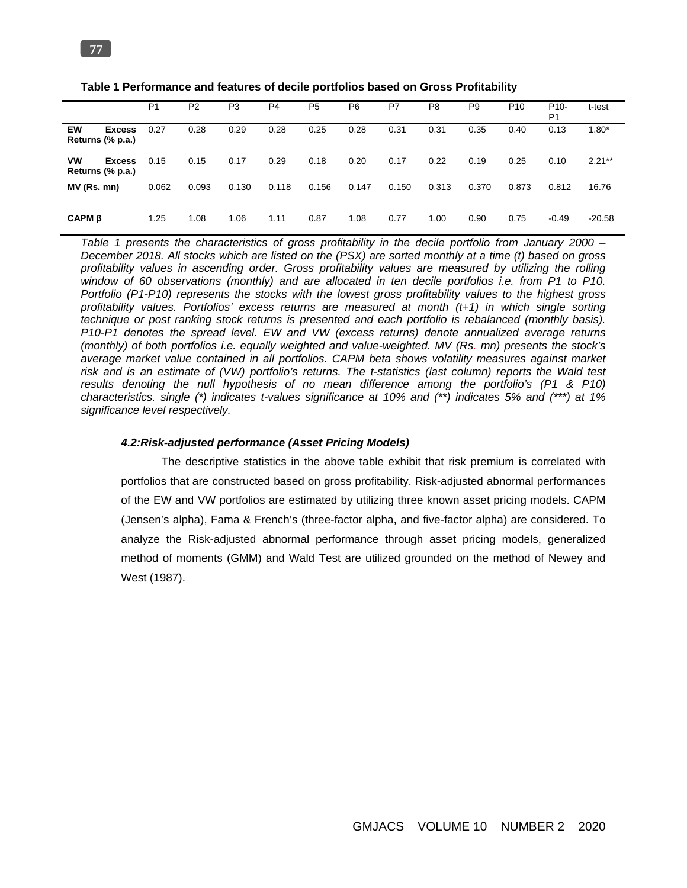**Table 1 Performance and features of decile portfolios based on Gross Profitability**

| | P1 | P2 | P3 | P4 | P5 | P6 | P7 | P8 | P9 | P10 | P10-P1 | t-test |
|---|---|---|---|---|---|---|---|---|---|---|---|---|
| **EW Excess Returns (% p.a.)** | 0.27 | 0.28 | 0.29 | 0.28 | 0.25 | 0.28 | 0.31 | 0.31 | 0.35 | 0.40 | 0.13 | 1.80* |
| **VW Excess Returns (% p.a.)** | 0.15 | 0.15 | 0.17 | 0.29 | 0.18 | 0.20 | 0.17 | 0.22 | 0.19 | 0.25 | 0.10 | 2.21** |
| **MV (Rs. mn)** | 0.062 | 0.093 | 0.130 | 0.118 | 0.156 | 0.147 | 0.150 | 0.313 | 0.370 | 0.873 | 0.812 | 16.76 |
| **CAPM β** | 1.25 | 1.08 | 1.06 | 1.11 | 0.87 | 1.08 | 0.77 | 1.00 | 0.90 | 0.75 | -0.49 | -20.58 |

*Table 1 presents the characteristics of gross profitability in the decile portfolio from January 2000 – December 2018. All stocks which are listed on the (PSX) are sorted monthly at a time (t) based on gross profitability values in ascending order. Gross profitability values are measured by utilizing the rolling window of 60 observations (monthly) and are allocated in ten decile portfolios i.e. from P1 to P10. Portfolio (P1-P10) represents the stocks with the lowest gross profitability values to the highest gross profitability values. Portfolios' excess returns are measured at month (t+1) in which single sorting technique or post ranking stock returns is presented and each portfolio is rebalanced (monthly basis). P10-P1 denotes the spread level. EW and VW (excess returns) denote annualized average returns (monthly) of both portfolios i.e. equally weighted and value-weighted. MV (Rs. mn) presents the stock's average market value contained in all portfolios. CAPM beta shows volatility measures against market risk and is an estimate of (VW) portfolio's returns. The t-statistics (last column) reports the Wald test results denoting the null hypothesis of no mean difference among the portfolio's (P1 & P10) characteristics. single (*) indicates t-values significance at 10% and (**) indicates 5% and (***) at 1% significance level respectively.*

#### *4.2:Risk-adjusted performance (Asset Pricing Models)*

The descriptive statistics in the above table exhibit that risk premium is correlated with portfolios that are constructed based on gross profitability. Risk-adjusted abnormal performances of the EW and VW portfolios are estimated by utilizing three known asset pricing models. CAPM (Jensen's alpha), Fama & French's (three-factor alpha, and five-factor alpha) are considered. To analyze the Risk-adjusted abnormal performance through asset pricing models, generalized method of moments (GMM) and Wald Test are utilized grounded on the method of Newey and West (1987).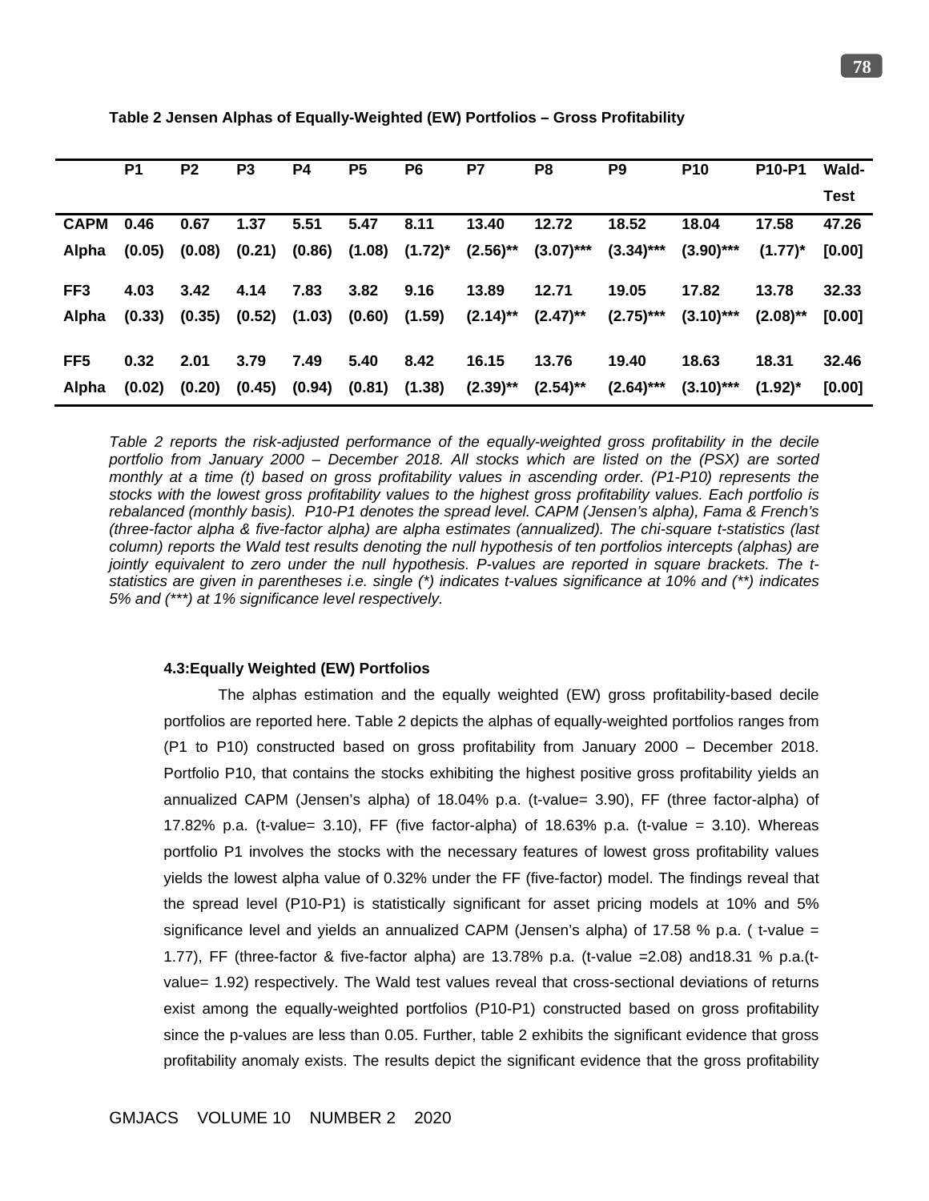**Table 2 Jensen Alphas of Equally-Weighted (EW) Portfolios – Gross Profitability**

| | P1 | P2 | P3 | P4 | P5 | P6 | P7 | P8 | P9 | P10 | P10-P1 | Wald-Test |
|---|---|---|---|---|---|---|---|---|---|---|---|---|
| **CAPM Alpha** | 0.46 (0.05) | 0.67 (0.08) | 1.37 (0.21) | 5.51 (0.86) | 5.47 (1.08) | 8.11 (1.72)* | 13.40 (2.56)** | 12.72 (3.07)*** | 18.52 (3.34)*** | 18.04 (3.90)*** | 17.58 (1.77)* | 47.26 [0.00] |
| **FF3 Alpha** | 4.03 (0.33) | 3.42 (0.35) | 4.14 (0.52) | 7.83 (1.03) | 3.82 (0.60) | 9.16 (1.59) | 13.89 (2.14)** | 12.71 (2.47)** | 19.05 (2.75)*** | 17.82 (3.10)*** | 13.78 (2.08)** | 32.33 [0.00] |
| **FF5 Alpha** | 0.32 (0.02) | 2.01 (0.20) | 3.79 (0.45) | 7.49 (0.94) | 5.40 (0.81) | 8.42 (1.38) | 16.15 (2.39)** | 13.76 (2.54)** | 19.40 (2.64)*** | 18.63 (3.10)*** | 18.31 (1.92)* | 32.46 [0.00] |

*Table 2 reports the risk-adjusted performance of the equally-weighted gross profitability in the decile portfolio from January 2000 – December 2018. All stocks which are listed on the (PSX) are sorted monthly at a time (t) based on gross profitability values in ascending order. (P1-P10) represents the stocks with the lowest gross profitability values to the highest gross profitability values. Each portfolio is rebalanced (monthly basis). P10-P1 denotes the spread level. CAPM (Jensen's alpha), Fama & French's (three-factor alpha & five-factor alpha) are alpha estimates (annualized). The chi-square t-statistics (last column) reports the Wald test results denoting the null hypothesis of ten portfolios intercepts (alphas) are jointly equivalent to zero under the null hypothesis. P-values are reported in square brackets. The t-statistics are given in parentheses i.e. single (*) indicates t-values significance at 10% and (**) indicates 5% and (***) at 1% significance level respectively.*

#### 4.3:Equally Weighted (EW) Portfolios

The alphas estimation and the equally weighted (EW) gross profitability-based decile portfolios are reported here. Table 2 depicts the alphas of equally-weighted portfolios ranges from (P1 to P10) constructed based on gross profitability from January 2000 – December 2018. Portfolio P10, that contains the stocks exhibiting the highest positive gross profitability yields an annualized CAPM (Jensen's alpha) of 18.04% p.a. (t-value= 3.90), FF (three factor-alpha) of 17.82% p.a. (t-value= 3.10), FF (five factor-alpha) of 18.63% p.a. (t-value = 3.10). Whereas portfolio P1 involves the stocks with the necessary features of lowest gross profitability values yields the lowest alpha value of 0.32% under the FF (five-factor) model. The findings reveal that the spread level (P10-P1) is statistically significant for asset pricing models at 10% and 5% significance level and yields an annualized CAPM (Jensen's alpha) of 17.58 % p.a. ( t-value = 1.77), FF (three-factor & five-factor alpha) are 13.78% p.a. (t-value =2.08) and18.31 % p.a.(t-value= 1.92) respectively. The Wald test values reveal that cross-sectional deviations of returns exist among the equally-weighted portfolios (P10-P1) constructed based on gross profitability since the p-values are less than 0.05. Further, table 2 exhibits the significant evidence that gross profitability anomaly exists. The results depict the significant evidence that the gross profitability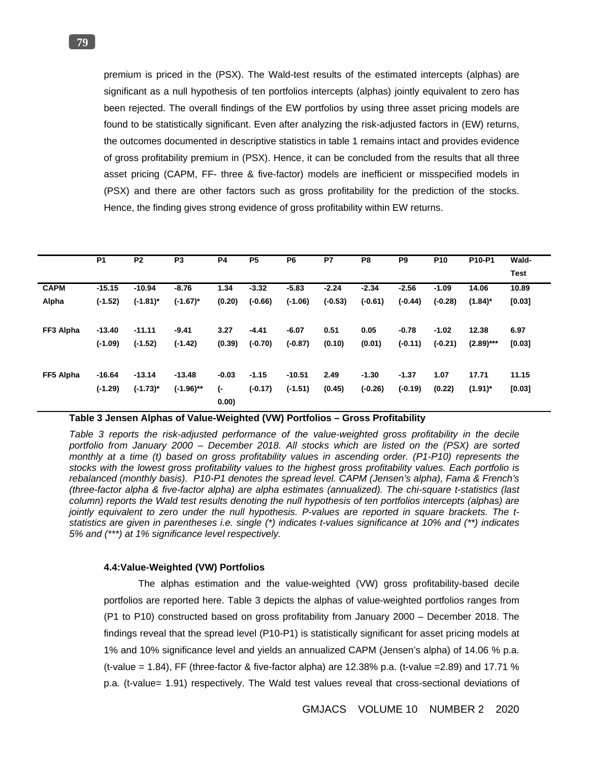premium is priced in the (PSX). The Wald-test results of the estimated intercepts (alphas) are significant as a null hypothesis of ten portfolios intercepts (alphas) jointly equivalent to zero has been rejected. The overall findings of the EW portfolios by using three asset pricing models are found to be statistically significant. Even after analyzing the risk-adjusted factors in (EW) returns, the outcomes documented in descriptive statistics in table 1 remains intact and provides evidence of gross profitability premium in (PSX). Hence, it can be concluded from the results that all three asset pricing (CAPM, FF- three & five-factor) models are inefficient or misspecified models in (PSX) and there are other factors such as gross profitability for the prediction of the stocks. Hence, the finding gives strong evidence of gross profitability within EW returns.

| | P1 | P2 | P3 | P4 | P5 | P6 | P7 | P8 | P9 | P10 | P10-P1 | Wald-Test |
|---|---|---|---|---|---|---|---|---|---|---|---|---|
| **CAPM Alpha** | **-15.15** | **-10.94** | **-8.76** | **1.34** | **-3.32** | **-5.83** | **-2.24** | **-2.34** | **-2.56** | **-1.09** | **14.06** | **10.89** |
| | **(-1.52)** | **(-1.81)*** | **(-1.67)*** | **(0.20)** | **(-0.66)** | **(-1.06)** | **(-0.53)** | **(-0.61)** | **(-0.44)** | **(-0.28)** | **(1.84)*** | **[0.03]** |
| **FF3 Alpha** | **-13.40** | **-11.11** | **-9.41** | **3.27** | **-4.41** | **-6.07** | **0.51** | **0.05** | **-0.78** | **-1.02** | **12.38** | **6.97** |
| | **(-1.09)** | **(-1.52)** | **(-1.42)** | **(0.39)** | **(-0.70)** | **(-0.87)** | **(0.10)** | **(0.01)** | **(-0.11)** | **(-0.21)** | **(2.89)***** | **[0.03]** |
| **FF5 Alpha** | **-16.64** | **-13.14** | **-13.48** | **-0.03** | **-1.15** | **-10.51** | **2.49** | **-1.30** | **-1.37** | **1.07** | **17.71** | **11.15** |
| | **(-1.29)** | **(-1.73)*** | **(-1.96)**** | **(-0.00)** | **(-0.17)** | **(-1.51)** | **(0.45)** | **(-0.26)** | **(-0.19)** | **(0.22)** | **(1.91)*** | **[0.03]** |

**Table 3 Jensen Alphas of Value-Weighted (VW) Portfolios – Gross Profitability**

*Table 3 reports the risk-adjusted performance of the value-weighted gross profitability in the decile portfolio from January 2000 – December 2018. All stocks which are listed on the (PSX) are sorted monthly at a time (t) based on gross profitability values in ascending order. (P1-P10) represents the stocks with the lowest gross profitability values to the highest gross profitability values. Each portfolio is rebalanced (monthly basis). P10-P1 denotes the spread level. CAPM (Jensen's alpha), Fama & French's (three-factor alpha & five-factor alpha) are alpha estimates (annualized). The chi-square t-statistics (last column) reports the Wald test results denoting the null hypothesis of ten portfolios intercepts (alphas) are jointly equivalent to zero under the null hypothesis. P-values are reported in square brackets. The t-statistics are given in parentheses i.e. single (*) indicates t-values significance at 10% and (**) indicates 5% and (***) at 1% significance level respectively.*

#### 4.4:Value-Weighted (VW) Portfolios

The alphas estimation and the value-weighted (VW) gross profitability-based decile portfolios are reported here. Table 3 depicts the alphas of value-weighted portfolios ranges from (P1 to P10) constructed based on gross profitability from January 2000 – December 2018. The findings reveal that the spread level (P10-P1) is statistically significant for asset pricing models at 1% and 10% significance level and yields an annualized CAPM (Jensen's alpha) of 14.06 % p.a. (t-value = 1.84), FF (three-factor & five-factor alpha) are 12.38% p.a. (t-value =2.89) and 17.71 % p.a. (t-value= 1.91) respectively. The Wald test values reveal that cross-sectional deviations of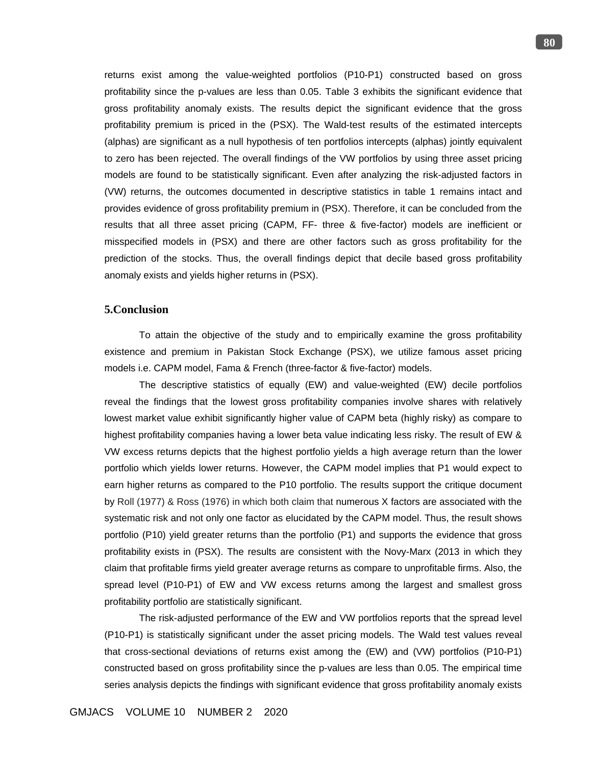returns exist among the value-weighted portfolios (P10-P1) constructed based on gross profitability since the p-values are less than 0.05. Table 3 exhibits the significant evidence that gross profitability anomaly exists. The results depict the significant evidence that the gross profitability premium is priced in the (PSX). The Wald-test results of the estimated intercepts (alphas) are significant as a null hypothesis of ten portfolios intercepts (alphas) jointly equivalent to zero has been rejected. The overall findings of the VW portfolios by using three asset pricing models are found to be statistically significant. Even after analyzing the risk-adjusted factors in (VW) returns, the outcomes documented in descriptive statistics in table 1 remains intact and provides evidence of gross profitability premium in (PSX). Therefore, it can be concluded from the results that all three asset pricing (CAPM, FF- three & five-factor) models are inefficient or misspecified models in (PSX) and there are other factors such as gross profitability for the prediction of the stocks. Thus, the overall findings depict that decile based gross profitability anomaly exists and yields higher returns in (PSX).

## 5.Conclusion

To attain the objective of the study and to empirically examine the gross profitability existence and premium in Pakistan Stock Exchange (PSX), we utilize famous asset pricing models i.e. CAPM model, Fama & French (three-factor & five-factor) models.

The descriptive statistics of equally (EW) and value-weighted (EW) decile portfolios reveal the findings that the lowest gross profitability companies involve shares with relatively lowest market value exhibit significantly higher value of CAPM beta (highly risky) as compare to highest profitability companies having a lower beta value indicating less risky. The result of EW & VW excess returns depicts that the highest portfolio yields a high average return than the lower portfolio which yields lower returns. However, the CAPM model implies that P1 would expect to earn higher returns as compared to the P10 portfolio. The results support the critique document by Roll (1977) & Ross (1976) in which both claim that numerous X factors are associated with the systematic risk and not only one factor as elucidated by the CAPM model. Thus, the result shows portfolio (P10) yield greater returns than the portfolio (P1) and supports the evidence that gross profitability exists in (PSX). The results are consistent with the Novy-Marx (2013 in which they claim that profitable firms yield greater average returns as compare to unprofitable firms. Also, the spread level (P10-P1) of EW and VW excess returns among the largest and smallest gross profitability portfolio are statistically significant.

The risk-adjusted performance of the EW and VW portfolios reports that the spread level (P10-P1) is statistically significant under the asset pricing models. The Wald test values reveal that cross-sectional deviations of returns exist among the (EW) and (VW) portfolios (P10-P1) constructed based on gross profitability since the p-values are less than 0.05. The empirical time series analysis depicts the findings with significant evidence that gross profitability anomaly exists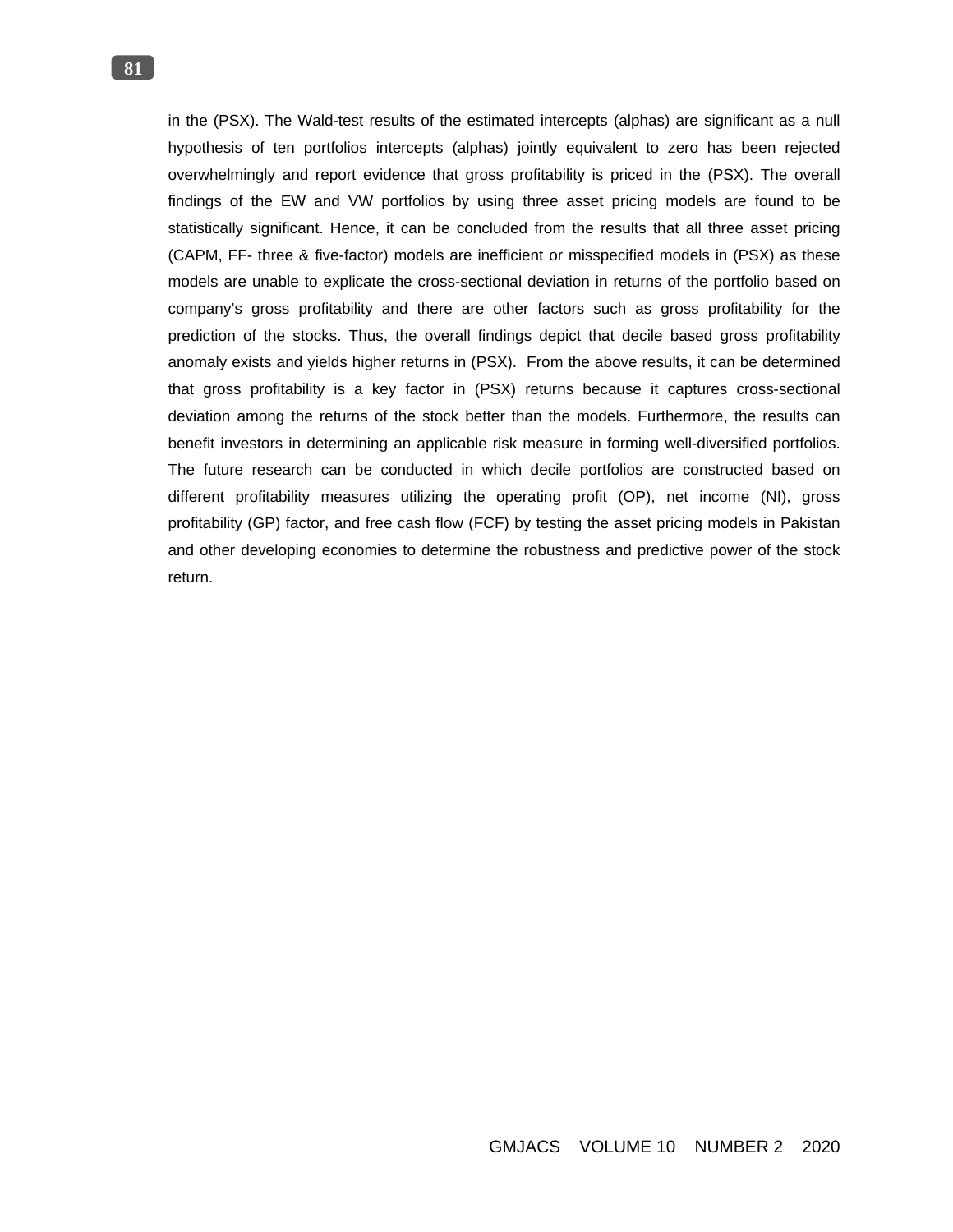in the (PSX). The Wald-test results of the estimated intercepts (alphas) are significant as a null hypothesis of ten portfolios intercepts (alphas) jointly equivalent to zero has been rejected overwhelmingly and report evidence that gross profitability is priced in the (PSX). The overall findings of the EW and VW portfolios by using three asset pricing models are found to be statistically significant. Hence, it can be concluded from the results that all three asset pricing (CAPM, FF- three & five-factor) models are inefficient or misspecified models in (PSX) as these models are unable to explicate the cross-sectional deviation in returns of the portfolio based on company's gross profitability and there are other factors such as gross profitability for the prediction of the stocks. Thus, the overall findings depict that decile based gross profitability anomaly exists and yields higher returns in (PSX). From the above results, it can be determined that gross profitability is a key factor in (PSX) returns because it captures cross-sectional deviation among the returns of the stock better than the models. Furthermore, the results can benefit investors in determining an applicable risk measure in forming well-diversified portfolios. The future research can be conducted in which decile portfolios are constructed based on different profitability measures utilizing the operating profit (OP), net income (NI), gross profitability (GP) factor, and free cash flow (FCF) by testing the asset pricing models in Pakistan and other developing economies to determine the robustness and predictive power of the stock return.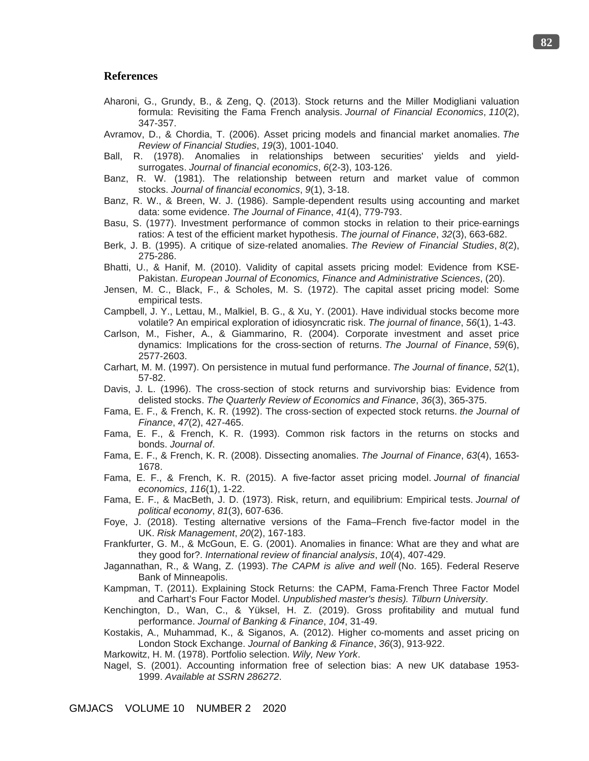## References

Aharoni, G., Grundy, B., & Zeng, Q. (2013). Stock returns and the Miller Modigliani valuation formula: Revisiting the Fama French analysis. *Journal of Financial Economics*, *110*(2), 347-357.

Avramov, D., & Chordia, T. (2006). Asset pricing models and financial market anomalies. *The Review of Financial Studies*, *19*(3), 1001-1040.

Ball, R. (1978). Anomalies in relationships between securities' yields and yield-surrogates. *Journal of financial economics*, *6*(2-3), 103-126.

Banz, R. W. (1981). The relationship between return and market value of common stocks. *Journal of financial economics*, *9*(1), 3-18.

Banz, R. W., & Breen, W. J. (1986). Sample-dependent results using accounting and market data: some evidence. *The Journal of Finance*, *41*(4), 779-793.

Basu, S. (1977). Investment performance of common stocks in relation to their price-earnings ratios: A test of the efficient market hypothesis. *The journal of Finance*, *32*(3), 663-682.

Berk, J. B. (1995). A critique of size-related anomalies. *The Review of Financial Studies*, *8*(2), 275-286.

Bhatti, U., & Hanif, M. (2010). Validity of capital assets pricing model: Evidence from KSE-Pakistan. *European Journal of Economics, Finance and Administrative Sciences*, (20).

Jensen, M. C., Black, F., & Scholes, M. S. (1972). The capital asset pricing model: Some empirical tests.

Campbell, J. Y., Lettau, M., Malkiel, B. G., & Xu, Y. (2001). Have individual stocks become more volatile? An empirical exploration of idiosyncratic risk. *The journal of finance*, *56*(1), 1-43.

Carlson, M., Fisher, A., & Giammarino, R. (2004). Corporate investment and asset price dynamics: Implications for the cross-section of returns. *The Journal of Finance*, *59*(6), 2577-2603.

Carhart, M. M. (1997). On persistence in mutual fund performance. *The Journal of finance*, *52*(1), 57-82.

Davis, J. L. (1996). The cross-section of stock returns and survivorship bias: Evidence from delisted stocks. *The Quarterly Review of Economics and Finance*, *36*(3), 365-375.

Fama, E. F., & French, K. R. (1992). The cross-section of expected stock returns. *the Journal of Finance*, *47*(2), 427-465.

Fama, E. F., & French, K. R. (1993). Common risk factors in the returns on stocks and bonds. *Journal of*.

Fama, E. F., & French, K. R. (2008). Dissecting anomalies. *The Journal of Finance*, *63*(4), 1653-1678.

Fama, E. F., & French, K. R. (2015). A five-factor asset pricing model. *Journal of financial economics*, *116*(1), 1-22.

Fama, E. F., & MacBeth, J. D. (1973). Risk, return, and equilibrium: Empirical tests. *Journal of political economy*, *81*(3), 607-636.

Foye, J. (2018). Testing alternative versions of the Fama–French five-factor model in the UK. *Risk Management*, *20*(2), 167-183.

Frankfurter, G. M., & McGoun, E. G. (2001). Anomalies in finance: What are they and what are they good for?. *International review of financial analysis*, *10*(4), 407-429.

Jagannathan, R., & Wang, Z. (1993). *The CAPM is alive and well* (No. 165). Federal Reserve Bank of Minneapolis.

Kampman, T. (2011). Explaining Stock Returns: the CAPM, Fama-French Three Factor Model and Carhart's Four Factor Model. *Unpublished master's thesis). Tilburn University*.

Kenchington, D., Wan, C., & Yüksel, H. Z. (2019). Gross profitability and mutual fund performance. *Journal of Banking & Finance*, *104*, 31-49.

Kostakis, A., Muhammad, K., & Siganos, A. (2012). Higher co-moments and asset pricing on London Stock Exchange. *Journal of Banking & Finance*, *36*(3), 913-922.

Markowitz, H. M. (1978). Portfolio selection. *Wily, New York*.

Nagel, S. (2001). Accounting information free of selection bias: A new UK database 1953-1999. *Available at SSRN 286272*.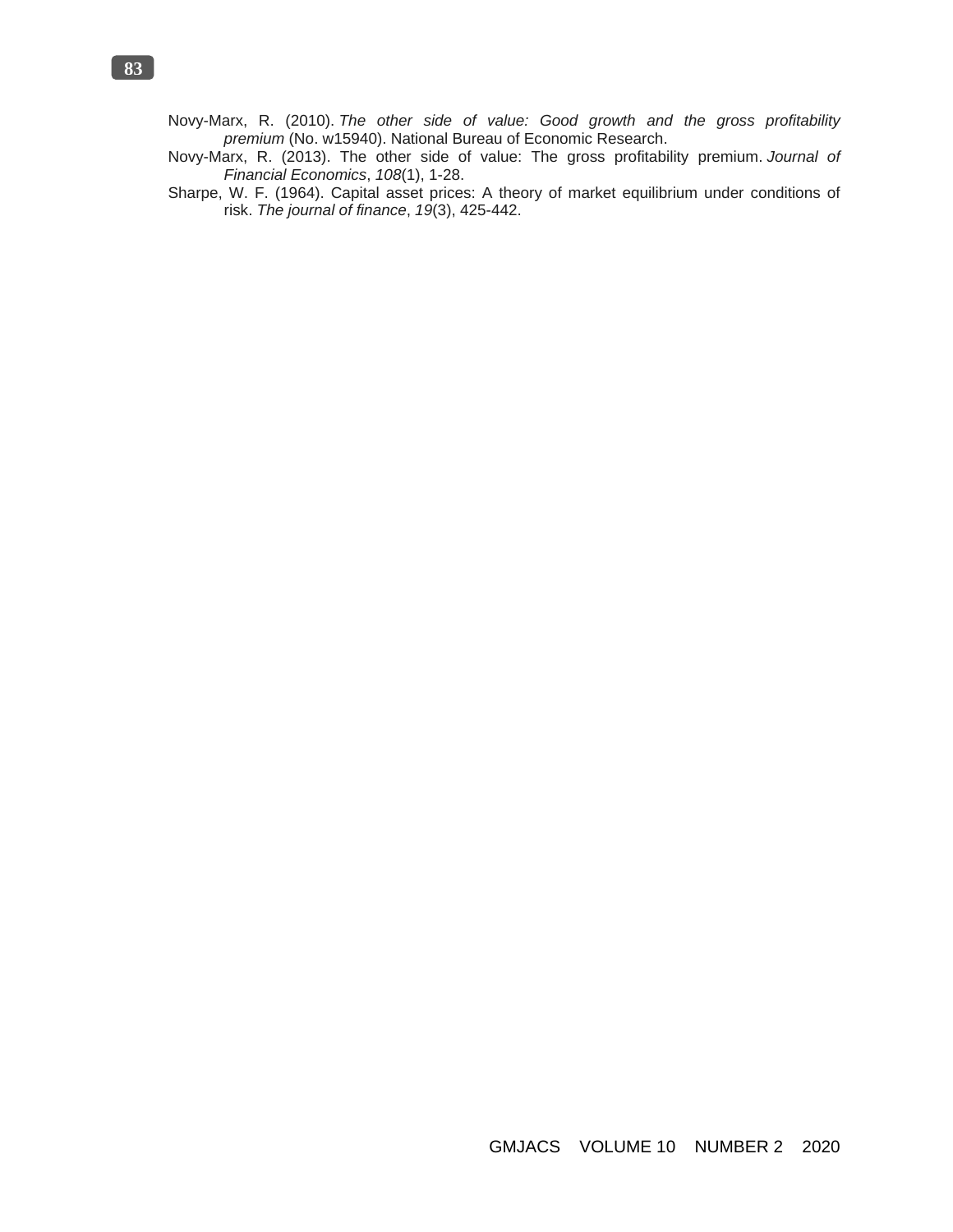Novy-Marx, R. (2010). *The other side of value: Good growth and the gross profitability premium* (No. w15940). National Bureau of Economic Research.

Novy-Marx, R. (2013). The other side of value: The gross profitability premium. *Journal of Financial Economics*, *108*(1), 1-28.

Sharpe, W. F. (1964). Capital asset prices: A theory of market equilibrium under conditions of risk. *The journal of finance*, *19*(3), 425-442.